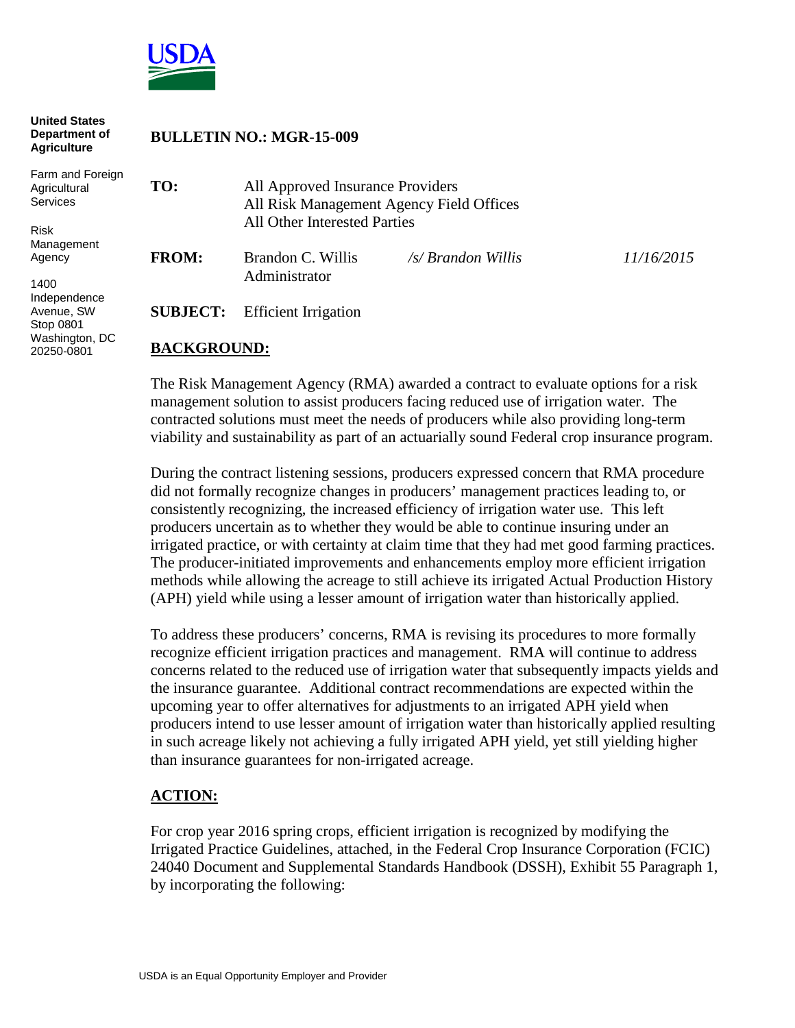**United States Department of Agriculture**

Farm and Foreign Agricultural Services

Risk Management Agency

1400 Independence Avenue, SW
Stop 0801
Washington, DC 20250-0801

**BULLETIN NO.: MGR-15-009**

**TO:** All Approved Insurance Providers
All Risk Management Agency Field Offices
All Other Interested Parties

**FROM:** Brandon C. Willis
Administrator
*/s/ Brandon Willis* *11/16/2015*

**SUBJECT:** Efficient Irrigation

## BACKGROUND:

The Risk Management Agency (RMA) awarded a contract to evaluate options for a risk management solution to assist producers facing reduced use of irrigation water. The contracted solutions must meet the needs of producers while also providing long-term viability and sustainability as part of an actuarially sound Federal crop insurance program.

During the contract listening sessions, producers expressed concern that RMA procedure did not formally recognize changes in producers' management practices leading to, or consistently recognizing, the increased efficiency of irrigation water use. This left producers uncertain as to whether they would be able to continue insuring under an irrigated practice, or with certainty at claim time that they had met good farming practices. The producer-initiated improvements and enhancements employ more efficient irrigation methods while allowing the acreage to still achieve its irrigated Actual Production History (APH) yield while using a lesser amount of irrigation water than historically applied.

To address these producers' concerns, RMA is revising its procedures to more formally recognize efficient irrigation practices and management. RMA will continue to address concerns related to the reduced use of irrigation water that subsequently impacts yields and the insurance guarantee. Additional contract recommendations are expected within the upcoming year to offer alternatives for adjustments to an irrigated APH yield when producers intend to use lesser amount of irrigation water than historically applied resulting in such acreage likely not achieving a fully irrigated APH yield, yet still yielding higher than insurance guarantees for non-irrigated acreage.

## ACTION:

For crop year 2016 spring crops, efficient irrigation is recognized by modifying the Irrigated Practice Guidelines, attached, in the Federal Crop Insurance Corporation (FCIC) 24040 Document and Supplemental Standards Handbook (DSSH), Exhibit 55 Paragraph 1, by incorporating the following: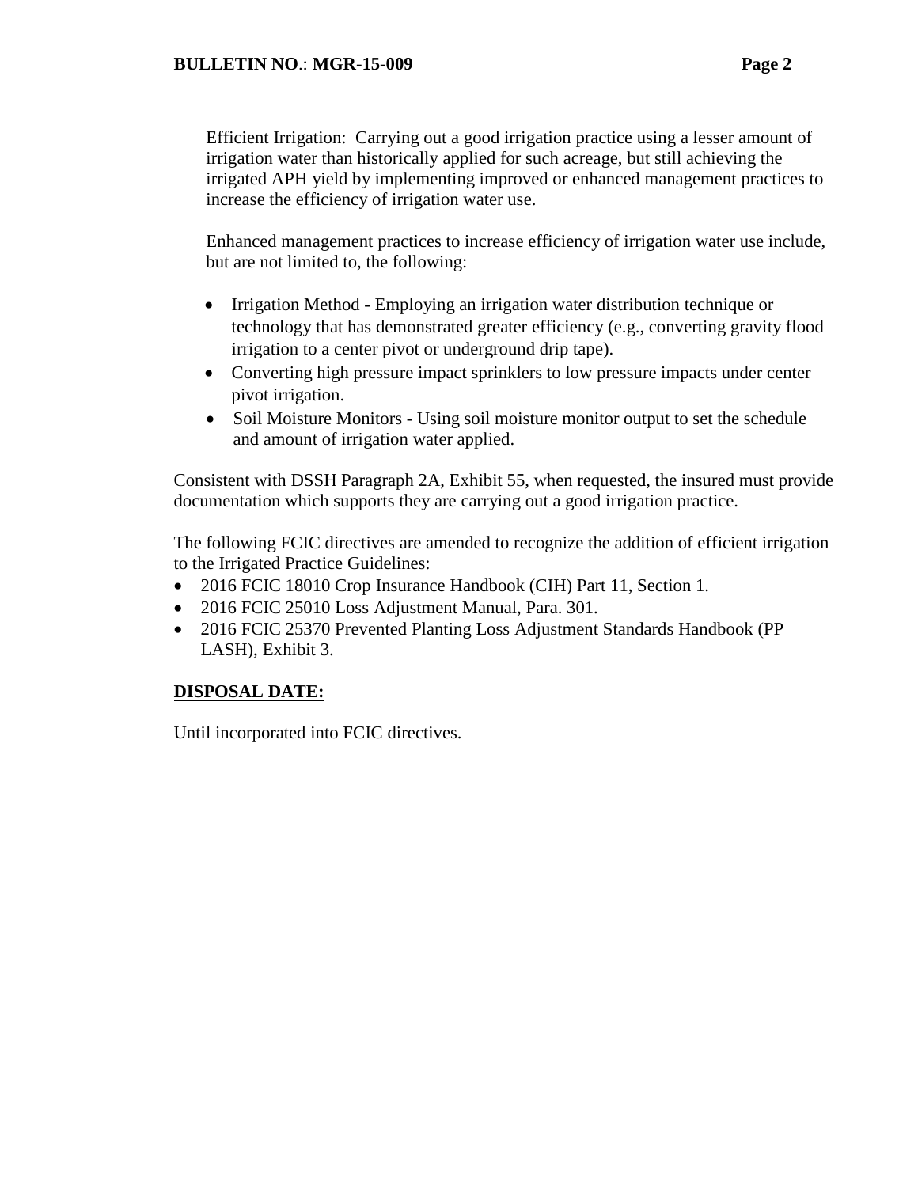Efficient Irrigation: Carrying out a good irrigation practice using a lesser amount of irrigation water than historically applied for such acreage, but still achieving the irrigated APH yield by implementing improved or enhanced management practices to increase the efficiency of irrigation water use.

Enhanced management practices to increase efficiency of irrigation water use include, but are not limited to, the following:

- Irrigation Method - Employing an irrigation water distribution technique or technology that has demonstrated greater efficiency (e.g., converting gravity flood irrigation to a center pivot or underground drip tape).
- Converting high pressure impact sprinklers to low pressure impacts under center pivot irrigation.
- Soil Moisture Monitors - Using soil moisture monitor output to set the schedule and amount of irrigation water applied.

Consistent with DSSH Paragraph 2A, Exhibit 55, when requested, the insured must provide documentation which supports they are carrying out a good irrigation practice.

The following FCIC directives are amended to recognize the addition of efficient irrigation to the Irrigated Practice Guidelines:

- 2016 FCIC 18010 Crop Insurance Handbook (CIH) Part 11, Section 1.
- 2016 FCIC 25010 Loss Adjustment Manual, Para. 301.
- 2016 FCIC 25370 Prevented Planting Loss Adjustment Standards Handbook (PP LASH), Exhibit 3.

## DISPOSAL DATE:

Until incorporated into FCIC directives.